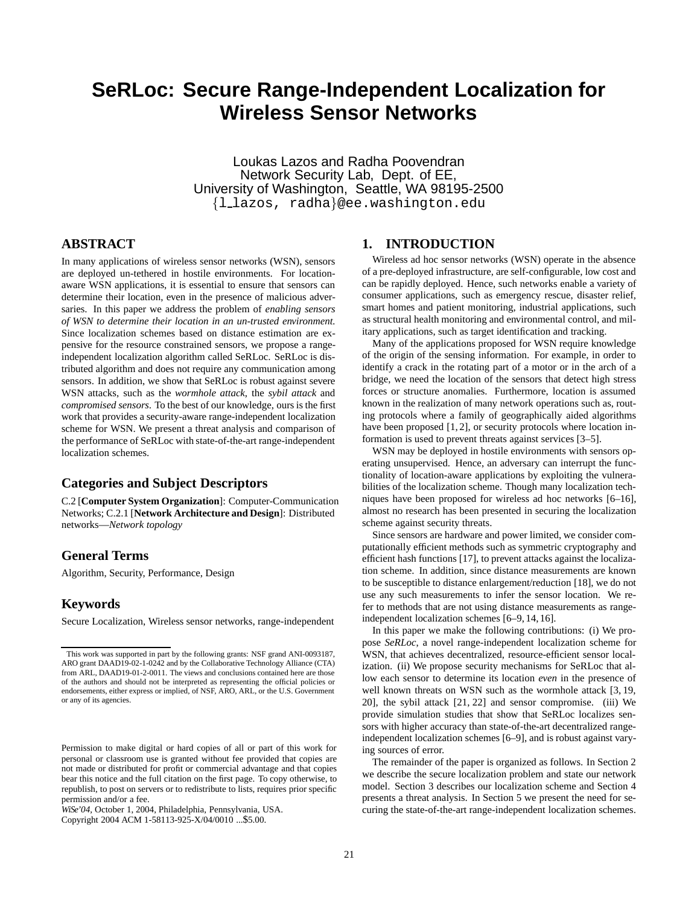# SeRLoc: Secure Range-Independent Localization for Wireless Sensor Networks

Loukas Lazos and Radha Poovendran
Network Security Lab, Dept. of EE,
University of Washington, Seattle, WA 98195-2500
{l_lazos, radha}@ee.washington.edu

## ABSTRACT

In many applications of wireless sensor networks (WSN), sensors are deployed un-tethered in hostile environments. For location-aware WSN applications, it is essential to ensure that sensors can determine their location, even in the presence of malicious adversaries. In this paper we address the problem of *enabling sensors of WSN to determine their location in an un-trusted environment.* Since localization schemes based on distance estimation are expensive for the resource constrained sensors, we propose a range-independent localization algorithm called SeRLoc. SeRLoc is distributed algorithm and does not require any communication among sensors. In addition, we show that SeRLoc is robust against severe WSN attacks, such as the *wormhole attack*, the *sybil attack* and *compromised sensors*. To the best of our knowledge, ours is the first work that provides a security-aware range-independent localization scheme for WSN. We present a threat analysis and comparison of the performance of SeRLoc with state-of-the-art range-independent localization schemes.

### Categories and Subject Descriptors

C.2 [**Computer System Organization**]: Computer-Communication Networks; C.2.1 [**Network Architecture and Design**]: Distributed networks—*Network topology*

### General Terms

Algorithm, Security, Performance, Design

### Keywords

Secure Localization, Wireless sensor networks, range-independent

This work was supported in part by the following grants: NSF grand ANI-0093187, ARO grant DAAD19-02-1-0242 and by the Collaborative Technology Alliance (CTA) from ARL, DAAD19-01-2-0011. The views and conclusions contained here are those of the authors and should not be interpreted as representing the official policies or endorsements, either express or implied, of NSF, ARO, ARL, or the U.S. Government or any of its agencies.

Permission to make digital or hard copies of all or part of this work for personal or classroom use is granted without fee provided that copies are not made or distributed for profit or commercial advantage and that copies bear this notice and the full citation on the first page. To copy otherwise, to republish, to post on servers or to redistribute to lists, requires prior specific permission and/or a fee.
*WiSe'04*, October 1, 2004, Philadelphia, Pennsylvania, USA.
Copyright 2004 ACM 1-58113-925-X/04/0010 ...$5.00.

## 1. INTRODUCTION

Wireless ad hoc sensor networks (WSN) operate in the absence of a pre-deployed infrastructure, are self-configurable, low cost and can be rapidly deployed. Hence, such networks enable a variety of consumer applications, such as emergency rescue, disaster relief, smart homes and patient monitoring, industrial applications, such as structural health monitoring and environmental control, and military applications, such as target identification and tracking.

Many of the applications proposed for WSN require knowledge of the origin of the sensing information. For example, in order to identify a crack in the rotating part of a motor or in the arch of a bridge, we need the location of the sensors that detect high stress forces or structure anomalies. Furthermore, location is assumed known in the realization of many network operations such as, routing protocols where a family of geographically aided algorithms have been proposed [1, 2], or security protocols where location information is used to prevent threats against services [3–5].

WSN may be deployed in hostile environments with sensors operating unsupervised. Hence, an adversary can interrupt the functionality of location-aware applications by exploiting the vulnerabilities of the localization scheme. Though many localization techniques have been proposed for wireless ad hoc networks [6–16], almost no research has been presented in securing the localization scheme against security threats.

Since sensors are hardware and power limited, we consider computationally efficient methods such as symmetric cryptography and efficient hash functions [17], to prevent attacks against the localization scheme. In addition, since distance measurements are known to be susceptible to distance enlargement/reduction [18], we do not use any such measurements to infer the sensor location. We refer to methods that are not using distance measurements as range-independent localization schemes [6–9, 14, 16].

In this paper we make the following contributions: (i) We propose *SeRLoc*, a novel range-independent localization scheme for WSN, that achieves decentralized, resource-efficient sensor localization. (ii) We propose security mechanisms for SeRLoc that allow each sensor to determine its location *even* in the presence of well known threats on WSN such as the wormhole attack [3, 19, 20], the sybil attack [21, 22] and sensor compromise. (iii) We provide simulation studies that show that SeRLoc localizes sensors with higher accuracy than state-of-the-art decentralized range-independent localization schemes [6–9], and is robust against varying sources of error.

The remainder of the paper is organized as follows. In Section 2 we describe the secure localization problem and state our network model. Section 3 describes our localization scheme and Section 4 presents a threat analysis. In Section 5 we present the need for securing the state-of-the-art range-independent localization schemes.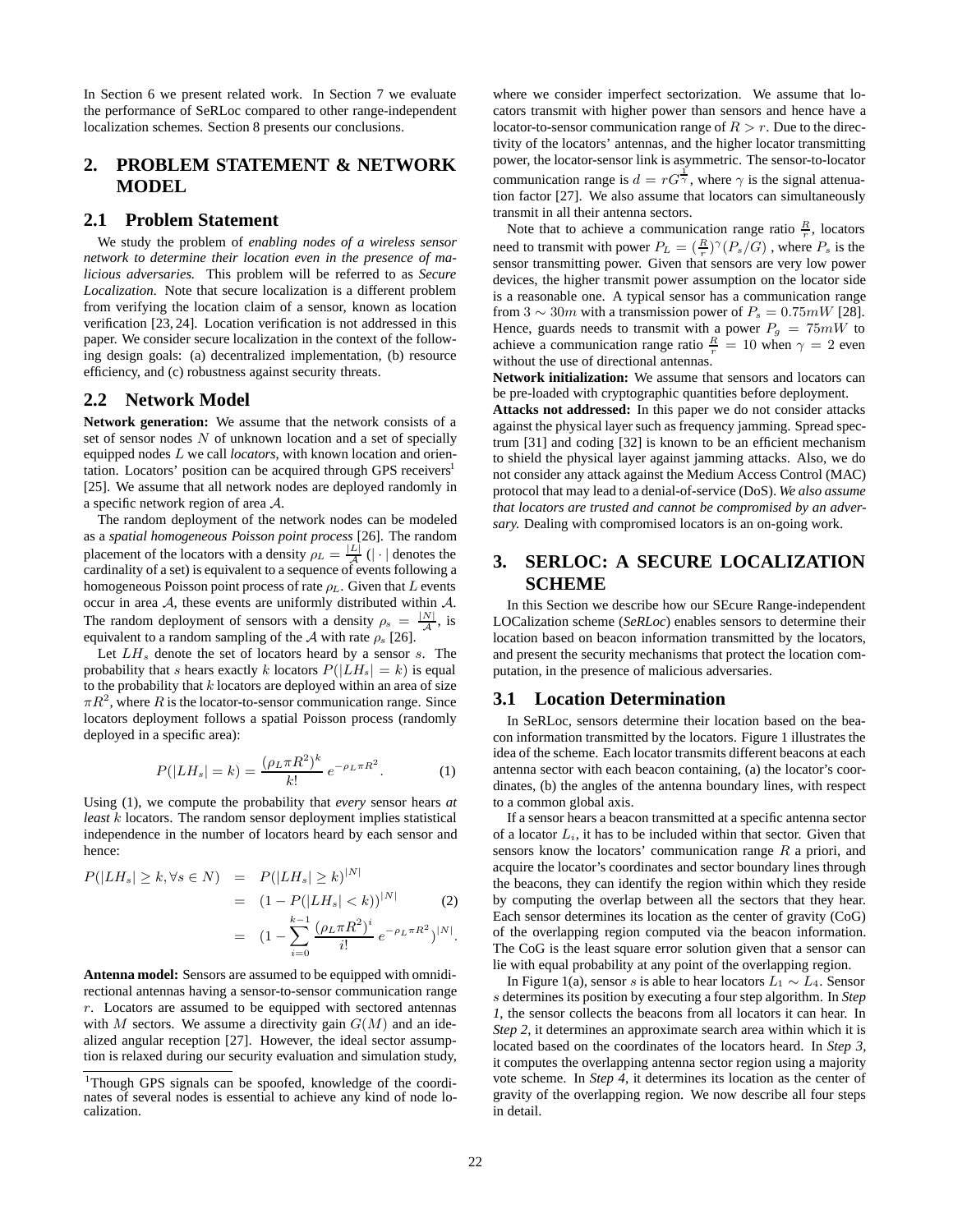In Section 6 we present related work. In Section 7 we evaluate the performance of SeRLoc compared to other range-independent localization schemes. Section 8 presents our conclusions.

## 2. PROBLEM STATEMENT & NETWORK MODEL

### 2.1 Problem Statement

We study the problem of *enabling nodes of a wireless sensor network to determine their location even in the presence of malicious adversaries.* This problem will be referred to as *Secure Localization.* Note that secure localization is a different problem from verifying the location claim of a sensor, known as location verification [23, 24]. Location verification is not addressed in this paper. We consider secure localization in the context of the following design goals: (a) decentralized implementation, (b) resource efficiency, and (c) robustness against security threats.

### 2.2 Network Model

**Network generation:** We assume that the network consists of a set of sensor nodes $N$ of unknown location and a set of specially equipped nodes $L$ we call *locators*, with known location and orientation. Locators' position can be acquired through GPS receivers[1] [25]. We assume that all network nodes are deployed randomly in a specific network region of area $\mathcal{A}$.

The random deployment of the network nodes can be modeled as a *spatial homogeneous Poisson point process* [26]. The random placement of the locators with a density $\rho_L = \frac{|L|}{\mathcal{A}}$ ($|\cdot|$ denotes the cardinality of a set) is equivalent to a sequence of events following a homogeneous Poisson point process of rate $\rho_L$. Given that $L$ events occur in area $\mathcal{A}$, these events are uniformly distributed within $\mathcal{A}$. The random deployment of sensors with a density $\rho_s = \frac{|N|}{\mathcal{A}}$, is equivalent to a random sampling of the $\mathcal{A}$ with rate $\rho_s$ [26].

Let $LH_s$ denote the set of locators heard by a sensor $s$. The probability that $s$ hears exactly $k$ locators $P(|LH_s| = k)$ is equal to the probability that $k$ locators are deployed within an area of size $\pi R^2$, where $R$ is the locator-to-sensor communication range. Since locators deployment follows a spatial Poisson process (randomly deployed in a specific area):

$$P(|LH_s| = k) = \frac{(\rho_L \pi R^2)^k}{k!}\, e^{-\rho_L \pi R^2}. \quad (1)$$

Using (1), we compute the probability that *every* sensor hears *at least* $k$ locators. The random sensor deployment implies statistical independence in the number of locators heard by each sensor and hence:

$$\begin{aligned} P(|LH_s| \geq k, \forall s \in N) &= P(|LH_s| \geq k)^{|N|} \\ &= (1 - P(|LH_s| < k))^{|N|} \quad (2) \\ &= (1 - \sum_{i=0}^{k-1} \frac{(\rho_L \pi R^2)^i}{i!}\, e^{-\rho_L \pi R^2})^{|N|}. \end{aligned}$$

**Antenna model:** Sensors are assumed to be equipped with omnidirectional antennas having a sensor-to-sensor communication range $r$. Locators are assumed to be equipped with sectored antennas with $M$ sectors. We assume a directivity gain $G(M)$ and an idealized angular reception [27]. However, the ideal sector assumption is relaxed during our security evaluation and simulation study, where we consider imperfect sectorization. We assume that locators transmit with higher power than sensors and hence have a locator-to-sensor communication range of $R > r$. Due to the directivity of the locators' antennas, and the higher locator transmitting power, the locator-sensor link is asymmetric. The sensor-to-locator communication range is $d = rG^{\frac{1}{\gamma}}$, where $\gamma$ is the signal attenuation factor [27]. We also assume that locators can simultaneously transmit in all their antenna sectors.

Note that to achieve a communication range ratio $\frac{R}{r}$, locators need to transmit with power $P_L = (\frac{R}{r})^{\gamma}(P_s/G)$ , where $P_s$ is the sensor transmitting power. Given that sensors are very low power devices, the higher transmit power assumption on the locator side is a reasonable one. A typical sensor has a communication range from $3 \sim 30m$ with a transmission power of $P_s = 0.75mW$ [28]. Hence, guards needs to transmit with a power $P_g = 75mW$ to achieve a communication range ratio $\frac{R}{r} = 10$ when $\gamma = 2$ even without the use of directional antennas.

**Network initialization:** We assume that sensors and locators can be pre-loaded with cryptographic quantities before deployment.

**Attacks not addressed:** In this paper we do not consider attacks against the physical layer such as frequency jamming. Spread spectrum [31] and coding [32] is known to be an efficient mechanism to shield the physical layer against jamming attacks. Also, we do not consider any attack against the Medium Access Control (MAC) protocol that may lead to a denial-of-service (DoS). *We also assume that locators are trusted and cannot be compromised by an adversary.* Dealing with compromised locators is an on-going work.

## 3. SERLOC: A SECURE LOCALIZATION SCHEME

In this Section we describe how our SEcure Range-independent LOCalization scheme (*SeRLoc*) enables sensors to determine their location based on beacon information transmitted by the locators, and present the security mechanisms that protect the location computation, in the presence of malicious adversaries.

### 3.1 Location Determination

In SeRLoc, sensors determine their location based on the beacon information transmitted by the locators. Figure 1 illustrates the idea of the scheme. Each locator transmits different beacons at each antenna sector with each beacon containing, (a) the locator's coordinates, (b) the angles of the antenna boundary lines, with respect to a common global axis.

If a sensor hears a beacon transmitted at a specific antenna sector of a locator $L_i$, it has to be included within that sector. Given that sensors know the locators' communication range $R$ a priori, and acquire the locator's coordinates and sector boundary lines through the beacons, they can identify the region within which they reside by computing the overlap between all the sectors that they hear. Each sensor determines its location as the center of gravity (CoG) of the overlapping region computed via the beacon information. The CoG is the least square error solution given that a sensor can lie with equal probability at any point of the overlapping region.

In Figure 1(a), sensor $s$ is able to hear locators $L_1 \sim L_4$. Sensor $s$ determines its position by executing a four step algorithm. In *Step 1*, the sensor collects the beacons from all locators it can hear. In *Step 2*, it determines an approximate search area within which it is located based on the coordinates of the locators heard. In *Step 3*, it computes the overlapping antenna sector region using a majority vote scheme. In *Step 4*, it determines its location as the center of gravity of the overlapping region. We now describe all four steps in detail.

[1] Though GPS signals can be spoofed, knowledge of the coordinates of several nodes is essential to achieve any kind of node localization.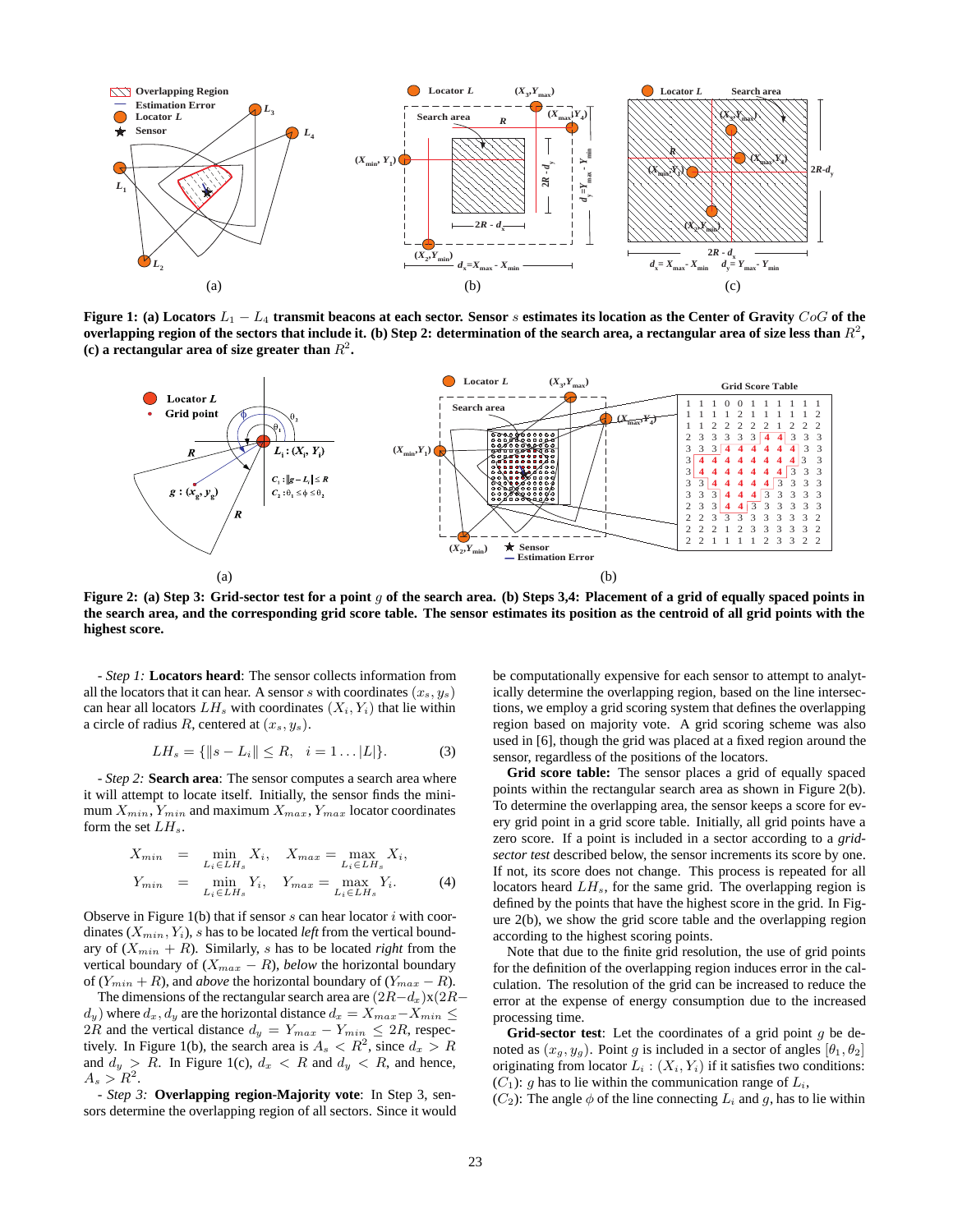Figure 1: (a) Locators $L_1 - L_4$ transmit beacons at each sector. Sensor $s$ estimates its location as the Center of Gravity $CoG$ of the overlapping region of the sectors that include it. (b) Step 2: determination of the search area, a rectangular area of size less than $R^2$, (c) a rectangular area of size greater than $R^2$.

Figure 2: (a) Step 3: Grid-sector test for a point $g$ of the search area. (b) Steps 3,4: Placement of a grid of equally spaced points in the search area, and the corresponding grid score table. The sensor estimates its position as the centroid of all grid points with the highest score.

*- Step 1:* **Locators heard**: The sensor collects information from all the locators that it can hear. A sensor $s$ with coordinates $(x_s, y_s)$ can hear all locators $LH_s$ with coordinates $(X_i, Y_i)$ that lie within a circle of radius $R$, centered at $(x_s, y_s)$.

$$LH_s = \{\|s - L_i\| \leq R, \quad i = 1 \ldots |L|\}. \tag{3}$$

*- Step 2:* **Search area**: The sensor computes a search area where it will attempt to locate itself. Initially, the sensor finds the minimum $X_{min}, Y_{min}$ and maximum $X_{max}, Y_{max}$ locator coordinates form the set $LH_s$.

$$\begin{aligned} X_{min} &= \min_{L_i \in LH_s} X_i, \quad X_{max} = \max_{L_i \in LH_s} X_i, \\ Y_{min} &= \min_{L_i \in LH_s} Y_i, \quad Y_{max} = \max_{L_i \in LH_s} Y_i. \end{aligned} \tag{4}$$

Observe in Figure 1(b) that if sensor $s$ can hear locator $i$ with coordinates $(X_{min}, Y_i)$, $s$ has to be located *left* from the vertical boundary of $(X_{min} + R)$. Similarly, $s$ has to be located *right* from the vertical boundary of $(X_{max} - R)$, *below* the horizontal boundary of $(Y_{min} + R)$, and *above* the horizontal boundary of $(Y_{max} - R)$. The dimensions of the rectangular search area are $(2R - d_x)$x$(2R - d_y)$ where $d_x, d_y$ are the horizontal distance $d_x = X_{max} - X_{min} \leq 2R$ and the vertical distance $d_y = Y_{max} - Y_{min} \leq 2R$, respectively. In Figure 1(b), the search area is $A_s < R^2$, since $d_x > R$ and $d_y > R$. In Figure 1(c), $d_x < R$ and $d_y < R$, and hence, $A_s > R^2$.

*- Step 3:* **Overlapping region-Majority vote**: In Step 3, sensors determine the overlapping region of all sectors. Since it would be computationally expensive for each sensor to attempt to analytically determine the overlapping region, based on the line intersections, we employ a grid scoring system that defines the overlapping region based on majority vote. A grid scoring scheme was also used in [6], though the grid was placed at a fixed region around the sensor, regardless of the positions of the locators.

**Grid score table:** The sensor places a grid of equally spaced points within the rectangular search area as shown in Figure 2(b). To determine the overlapping area, the sensor keeps a score for every grid point in a grid score table. Initially, all grid points have a zero score. If a point is included in a sector according to a *grid-sector test* described below, the sensor increments its score by one. If not, its score does not change. This process is repeated for all locators heard $LH_s$, for the same grid. The overlapping region is defined by the points that have the highest score in the grid. In Figure 2(b), we show the grid score table and the overlapping region according to the highest scoring points.

Note that due to the finite grid resolution, the use of grid points for the definition of the overlapping region induces error in the calculation. The resolution of the grid can be increased to reduce the error at the expense of energy consumption due to the increased processing time.

**Grid-sector test**: Let the coordinates of a grid point $g$ be denoted as $(x_g, y_g)$. Point $g$ is included in a sector of angles $[\theta_1, \theta_2]$ originating from locator $L_i : (X_i, Y_i)$ if it satisfies two conditions:
$(C_1)$: $g$ has to lie within the communication range of $L_i$,
$(C_2)$: The angle $\phi$ of the line connecting $L_i$ and $g$, has to lie within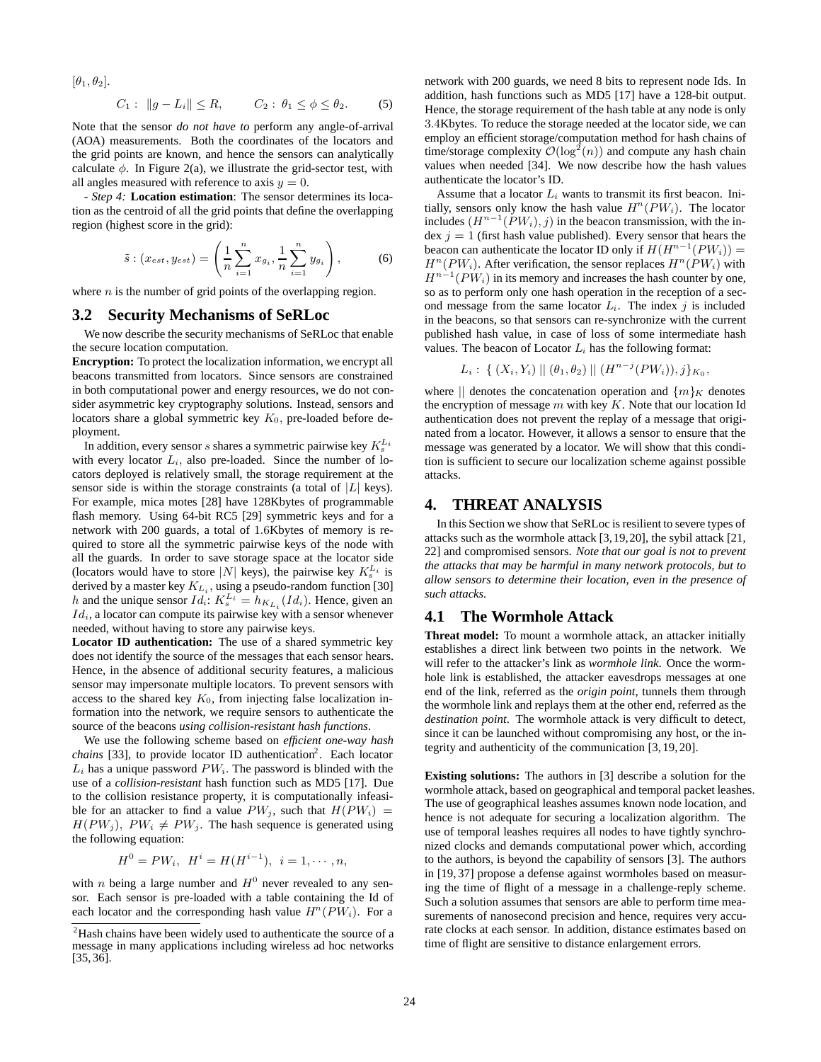$[\theta_1, \theta_2]$.

$$C_1: \|g - L_i\| \leq R, \qquad C_2: \theta_1 \leq \phi \leq \theta_2. \tag{5}$$

Note that the sensor *do not have to* perform any angle-of-arrival (AOA) measurements. Both the coordinates of the locators and the grid points are known, and hence the sensors can analytically calculate $\phi$. In Figure 2(a), we illustrate the grid-sector test, with all angles measured with reference to axis $y = 0$.

*- Step 4:* **Location estimation**: The sensor determines its location as the centroid of all the grid points that define the overlapping region (highest score in the grid):

$$\tilde{s} : (x_{est}, y_{est}) = \left( \frac{1}{n} \sum_{i=1}^{n} x_{g_i}, \frac{1}{n} \sum_{i=1}^{n} y_{g_i} \right), \tag{6}$$

where $n$ is the number of grid points of the overlapping region.

## 3.2 Security Mechanisms of SeRLoc

We now describe the security mechanisms of SeRLoc that enable the secure location computation.

**Encryption:** To protect the localization information, we encrypt all beacons transmitted from locators. Since sensors are constrained in both computational power and energy resources, we do not consider asymmetric key cryptography solutions. Instead, sensors and locators share a global symmetric key $K_0$, pre-loaded before deployment.

In addition, every sensor $s$ shares a symmetric pairwise key $K_s^{L_i}$ with every locator $L_i$, also pre-loaded. Since the number of locators deployed is relatively small, the storage requirement at the sensor side is within the storage constraints (a total of $|L|$ keys). For example, mica motes [28] have 128Kbytes of programmable flash memory. Using 64-bit RC5 [29] symmetric keys and for a network with 200 guards, a total of 1.6Kbytes of memory is required to store all the symmetric pairwise keys of the node with all the guards. In order to save storage space at the locator side (locators would have to store $|N|$ keys), the pairwise key $K_s^{L_i}$ is derived by a master key $K_{L_i}$, using a pseudo-random function [30] $h$ and the unique sensor $Id_i$: $K_s^{L_i} = h_{K_{L_i}}(Id_i)$. Hence, given an $Id_i$, a locator can compute its pairwise key with a sensor whenever needed, without having to store any pairwise keys.

**Locator ID authentication:** The use of a shared symmetric key does not identify the source of the messages that each sensor hears. Hence, in the absence of additional security features, a malicious sensor may impersonate multiple locators. To prevent sensors with access to the shared key $K_0$, from injecting false localization information into the network, we require sensors to authenticate the source of the beacons *using collision-resistant hash functions*.

We use the following scheme based on ***efficient one-way hash chains*** [33], to provide locator ID authentication[2]. Each locator $L_i$ has a unique password $PW_i$. The password is blinded with the use of a ***collision-resistant*** hash function such as MD5 [17]. Due to the collision resistance property, it is computationally infeasible for an attacker to find a value $PW_j$, such that $H(PW_i) = H(PW_j)$, $PW_i \neq PW_j$. The hash sequence is generated using the following equation:

$$H^0 = PW_i, \;\; H^i = H(H^{i-1}), \;\; i = 1, \cdots, n,$$

with $n$ being a large number and $H^0$ never revealed to any sensor. Each sensor is pre-loaded with a table containing the Id of each locator and the corresponding hash value $H^n(PW_i)$. For a network with 200 guards, we need 8 bits to represent node Ids. In addition, hash functions such as MD5 [17] have a 128-bit output. Hence, the storage requirement of the hash table at any node is only 3.4Kbytes. To reduce the storage needed at the locator side, we can employ an efficient storage/computation method for hash chains of time/storage complexity $\mathcal{O}(\log^2(n))$ and compute any hash chain values when needed [34]. We now describe how the hash values authenticate the locator's ID.

Assume that a locator $L_i$ wants to transmit its first beacon. Initially, sensors only know the hash value $H^n(PW_i)$. The locator includes $(H^{n-1}(PW_i), j)$ in the beacon transmission, with the index $j = 1$ (first hash value published). Every sensor that hears the beacon can authenticate the locator ID only if $H(H^{n-1}(PW_i)) = H^n(PW_i)$. After verification, the sensor replaces $H^n(PW_i)$ with $H^{n-1}(PW_i)$ in its memory and increases the hash counter by one, so as to perform only one hash operation in the reception of a second message from the same locator $L_i$. The index $j$ is included in the beacons, so that sensors can re-synchronize with the current published hash value, in case of loss of some intermediate hash values. The beacon of Locator $L_i$ has the following format:

$$L_i: \{ (X_i, Y_i) \,||\, (\theta_1, \theta_2) \,||\, (H^{n-j}(PW_i)), j \}_{K_0},$$

where $||$ denotes the concatenation operation and $\{m\}_K$ denotes the encryption of message $m$ with key $K$. Note that our location Id authentication does not prevent the replay of a message that originated from a locator. However, it allows a sensor to ensure that the message was generated by a locator. We will show that this condition is sufficient to secure our localization scheme against possible attacks.

# 4. THREAT ANALYSIS

In this Section we show that SeRLoc is resilient to severe types of attacks such as the wormhole attack [3,19,20], the sybil attack [21, 22] and compromised sensors. *Note that our goal is not to prevent the attacks that may be harmful in many network protocols, but to allow sensors to determine their location, even in the presence of such attacks.*

## 4.1 The Wormhole Attack

**Threat model:** To mount a wormhole attack, an attacker initially establishes a direct link between two points in the network. We will refer to the attacker's link as *wormhole link*. Once the wormhole link is established, the attacker eavesdrops messages at one end of the link, referred as the *origin point*, tunnels them through the wormhole link and replays them at the other end, referred as the *destination point*. The wormhole attack is very difficult to detect, since it can be launched without compromising any host, or the integrity and authenticity of the communication [3,19,20].

**Existing solutions:** The authors in [3] describe a solution for the wormhole attack, based on geographical and temporal packet leashes. The use of geographical leashes assumes known node location, and hence is not adequate for securing a localization algorithm. The use of temporal leashes requires all nodes to have tightly synchronized clocks and demands computational power which, according to the authors, is beyond the capability of sensors [3]. The authors in [19,37] propose a defense against wormholes based on measuring the time of flight of a message in a challenge-reply scheme. Such a solution assumes that sensors are able to perform time measurements of nanosecond precision and hence, requires very accurate clocks at each sensor. In addition, distance estimates based on time of flight are sensitive to distance enlargement errors.

[2]Hash chains have been widely used to authenticate the source of a message in many applications including wireless ad hoc networks [35,36].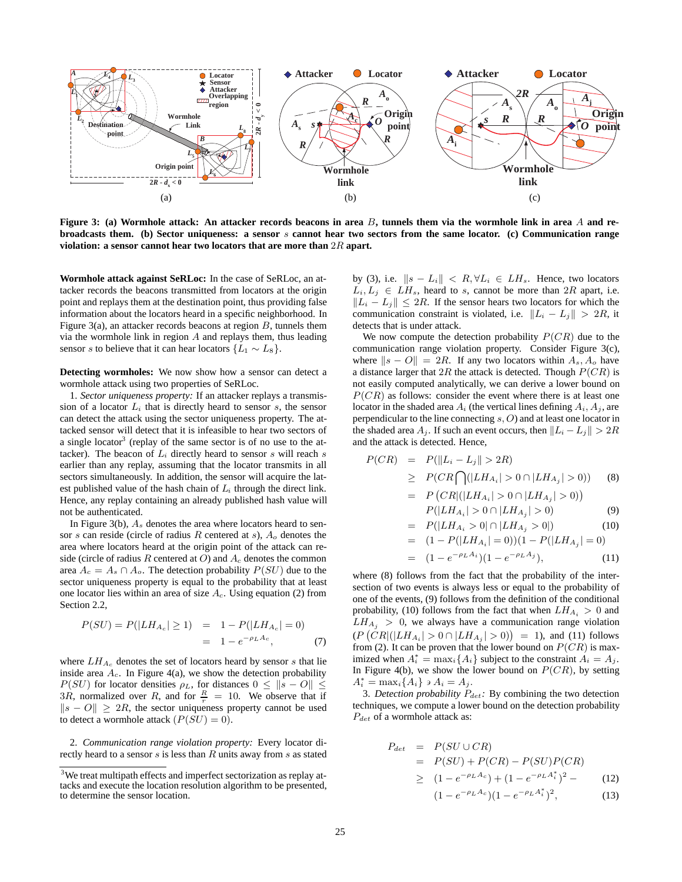**Figure 3: (a) Wormhole attack: An attacker records beacons in area $B$, tunnels them via the wormhole link in area $A$ and re-broadcasts them. (b) Sector uniqueness: a sensor $s$ cannot hear two sectors from the same locator. (c) Communication range violation: a sensor cannot hear two locators that are more than $2R$ apart.**

**Wormhole attack against SeRLoc:** In the case of SeRLoc, an attacker records the beacons transmitted from locators at the origin point and replays them at the destination point, thus providing false information about the locators heard in a specific neighborhood. In Figure 3(a), an attacker records beacons at region $B$, tunnels them via the wormhole link in region $A$ and replays them, thus leading sensor $s$ to believe that it can hear locators $\{L_1 \sim L_8\}$.

**Detecting wormholes:** We now show how a sensor can detect a wormhole attack using two properties of SeRLoc.

1. *Sector uniqueness property:* If an attacker replays a transmission of a locator $L_i$ that is directly heard to sensor $s$, the sensor can detect the attack using the sector uniqueness property. The attacked sensor will detect that it is infeasible to hear two sectors of a single locator[3] (replay of the same sector is of no use to the attacker). The beacon of $L_i$ directly heard to sensor $s$ will reach $s$ earlier than any replay, assuming that the locator transmits in all sectors simultaneously. In addition, the sensor will acquire the latest published value of the hash chain of $L_i$ through the direct link. Hence, any replay containing an already published hash value will not be authenticated.

In Figure 3(b), $A_s$ denotes the area where locators heard to sensor $s$ can reside (circle of radius $R$ centered at $s$), $A_o$ denotes the area where locators heard to the origin point of the attack can reside (circle of radius $R$ centered at $O$) and $A_c$ denotes the common area $A_c = A_s \cap A_o$. The detection probability $P(SU)$ due to the sector uniqueness property is equal to the probability that at least one locator lies within an area of size $A_c$. Using equation (2) from Section 2.2,

$$P(SU) = P(|LH_{A_c}| \geq 1) = 1 - P(|LH_{A_c}| = 0) = 1 - e^{-\rho_L A_c}, \quad (7)$$

where $LH_{A_c}$ denotes the set of locators heard by sensor $s$ that lie inside area $A_c$. In Figure 4(a), we show the detection probability $P(SU)$ for locator densities $\rho_L$, for distances $0 \leq \|s - O\| \leq 3R$, normalized over $R$, and for $\frac{R}{r} = 10$. We observe that if $\|s - O\| \geq 2R$, the sector uniqueness property cannot be used to detect a wormhole attack ($P(SU) = 0$).

2. *Communication range violation property:* Every locator directly heard to a sensor $s$ is less than $R$ units away from $s$ as stated by (3), i.e. $\|s - L_i\| < R, \forall L_i \in LH_s$. Hence, two locators $L_i, L_j \in LH_s$, heard to $s$, cannot be more than $2R$ apart, i.e. $\|L_i - L_j\| \leq 2R$. If the sensor hears two locators for which the communication constraint is violated, i.e. $\|L_i - L_j\| > 2R$, it detects that is under attack.

We now compute the detection probability $P(CR)$ due to the communication range violation property. Consider Figure 3(c), where $\|s - O\| = 2R$. If any two locators within $A_s, A_o$ have a distance larger that $2R$ the attack is detected. Though $P(CR)$ is not easily computed analytically, we can derive a lower bound on $P(CR)$ as follows: consider the event where there is at least one locator in the shaded area $A_i$ (the vertical lines defining $A_i, A_j$, are perpendicular to the line connecting $s, O$) and at least one locator in the shaded area $A_j$. If such an event occurs, then $\|L_i - L_j\| > 2R$ and the attack is detected. Hence,

$$\begin{aligned}
P(CR) &= P(\|L_i - L_j\| > 2R) \\
&\geq P(CR \bigcap (|LH_{A_i}| > 0 \cap |LH_{A_j}| > 0)) \quad (8)\\
&= P\left(CR | (|LH_{A_i}| > 0 \cap |LH_{A_j}| > 0)\right) \\
&\quad P(|LH_{A_i}| > 0 \cap |LH_{A_j}| > 0) \quad (9)\\
&= P(|LH_{A_i} > 0| \cap |LH_{A_j} > 0|) \quad (10)\\
&= (1 - P(|LH_{A_i}| = 0))(1 - P(|LH_{A_j}| = 0) \\
&= (1 - e^{-\rho_L A_i})(1 - e^{-\rho_L A_j}), \quad (11)
\end{aligned}$$

where (8) follows from the fact that the probability of the intersection of two events is always less or equal to the probability of one of the events, (9) follows from the definition of the conditional probability, (10) follows from the fact that when $LH_{A_i} > 0$ and $LH_{A_j} > 0$, we always have a communication range violation ($P\left(CR | (|LH_{A_i}| > 0 \cap |LH_{A_j}| > 0)\right) = 1$), and (11) follows from (2). It can be proven that the lower bound on $P(CR)$ is maximized when $A_i^* = \max_i\{A_i\}$ subject to the constraint $A_i = A_j$. In Figure 4(b), we show the lower bound on $P(CR)$, by setting $A_i^* = \max_i\{A_i\} \ni A_i = A_j$.

3. *Detection probability $P_{det}$:* By combining the two detection techniques, we compute a lower bound on the detection probability $P_{det}$ of a wormhole attack as:

$$\begin{aligned}
P_{det} &= P(SU \cup CR) \\
&= P(SU) + P(CR) - P(SU)P(CR) \\
&\geq (1 - e^{-\rho_L A_c}) + (1 - e^{-\rho_L A_i^*})^2 - \quad (12)\\
&\quad (1 - e^{-\rho_L A_c})(1 - e^{-\rho_L A_i^*})^2, \quad (13)
\end{aligned}$$

---

[3] We treat multipath effects and imperfect sectorization as replay attacks and execute the location resolution algorithm to be presented, to determine the sensor location.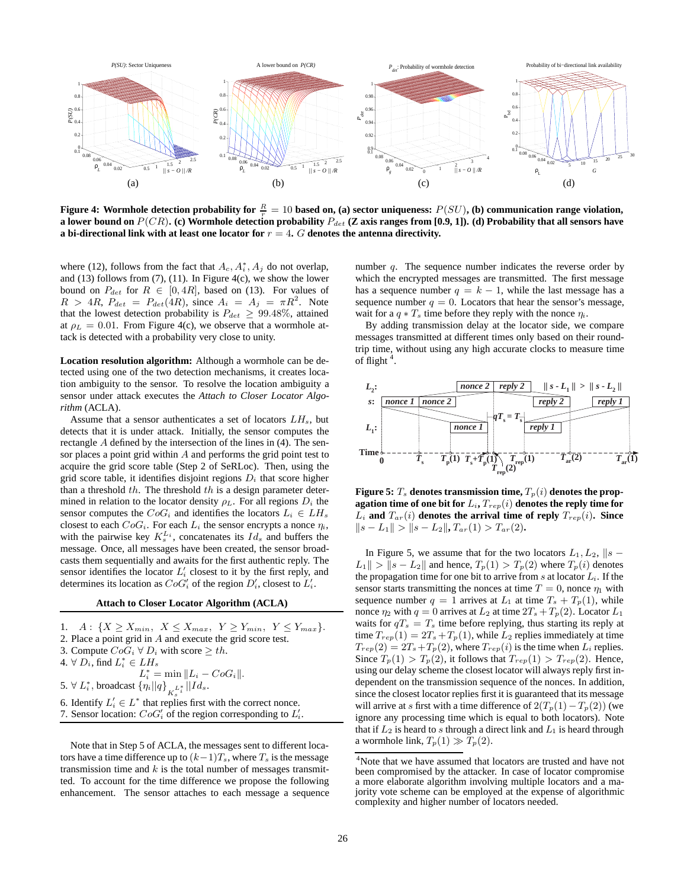Figure 4: Wormhole detection probability for $\frac{R}{r} = 10$ based on, (a) sector uniqueness: $P(SU)$, (b) communication range violation, a lower bound on $P(CR)$. (c) Wormhole detection probability $P_{det}$ (Z axis ranges from [0.9, 1]). (d) Probability that all sensors have a bi-directional link with at least one locator for $r = 4$. $G$ denotes the antenna directivity.

where (12), follows from the fact that $A_c, A_i^*, A_j$ do not overlap, and (13) follows from (7), (11). In Figure 4(c), we show the lower bound on $P_{det}$ for $R \in [0, 4R]$, based on (13). For values of $R > 4R$, $P_{det} = P_{det}(4R)$, since $A_i = A_j = \pi R^2$. Note that the lowest detection probability is $P_{det} \geq 99.48\%$, attained at $\rho_L = 0.01$. From Figure 4(c), we observe that a wormhole attack is detected with a probability very close to unity.

**Location resolution algorithm:** Although a wormhole can be detected using one of the two detection mechanisms, it creates location ambiguity to the sensor. To resolve the location ambiguity a sensor under attack executes the *Attach to Closer Locator Algorithm* (ACLA).

Assume that a sensor authenticates a set of locators $LH_s$, but detects that it is under attack. Initially, the sensor computes the rectangle $A$ defined by the intersection of the lines in (4). The sensor places a point grid within $A$ and performs the grid point test to acquire the grid score table (Step 2 of SeRLoc). Then, using the grid score table, it identifies disjoint regions $D_i$ that score higher than a threshold $th$. The threshold $th$ is a design parameter determined in relation to the locator density $\rho_L$. For all regions $D_i$ the sensor computes the $CoG_i$ and identifies the locators $L_i \in LH_s$ closest to each $CoG_i$. For each $L_i$ the sensor encrypts a nonce $\eta_i$, with the pairwise key $K_s^{L_i}$, concatenates its $Id_s$ and buffers the message. Once, all messages have been created, the sensor broadcasts them sequentially and awaits for the first authentic reply. The sensor identifies the locator $L_i'$ closest to it by the first reply, and determines its location as $CoG_i'$ of the region $D_i'$, closest to $L_i'$.

**Attach to Closer Locator Algorithm (ACLA)**

1. $A: \{X \geq X_{min},\ X \leq X_{max},\ Y \geq Y_{min},\ Y \leq Y_{max}\}$.
2. Place a point grid in $A$ and execute the grid score test.
3. Compute $CoG_i\ \forall\ D_i$ with score $\geq th$.
4. $\forall\ D_i$, find $L_i^* \in LH_s$
   $$L_i^* = \min \|L_i - CoG_i\|.$$
5. $\forall\ L_i^*$, broadcast $\{\eta_i||q\}_{K_s^{L_i^*}}||Id_s$.
6. Identify $L_i' \in L^*$ that replies first with the correct nonce.
7. Sensor location: $CoG_i'$ of the region corresponding to $L_i'$.

Note that in Step 5 of ACLA, the messages sent to different locators have a time difference up to $(k-1)T_s$, where $T_s$ is the message transmission time and $k$ is the total number of messages transmitted. To account for the time difference we propose the following enhancement. The sensor attaches to each message a sequence number $q$. The sequence number indicates the reverse order by which the encrypted messages are transmitted. The first message has a sequence number $q = k - 1$, while the last message has a sequence number $q = 0$. Locators that hear the sensor's message, wait for a $q * T_s$ time before they reply with the nonce $\eta_i$.

By adding transmission delay at the locator side, we compare messages transmitted at different times only based on their round-trip time, without using any high accurate clocks to measure time of flight [4].

Figure 5: $T_s$ denotes transmission time, $T_p(i)$ denotes the propagation time of one bit for $L_i$, $T_{rep}(i)$ denotes the reply time for $L_i$ and $T_{ar}(i)$ denotes the arrival time of reply $T_{rep}(i)$. Since $\|s - L_1\| > \|s - L_2\|$, $T_{ar}(1) > T_{ar}(2)$.

In Figure 5, we assume that for the two locators $L_1, L_2$, $\|s - L_1\| > \|s - L_2\|$ and hence, $T_p(1) > T_p(2)$ where $T_p(i)$ denotes the propagation time for one bit to arrive from $s$ at locator $L_i$. If the sensor starts transmitting the nonces at time $T = 0$, nonce $\eta_1$ with sequence number $q = 1$ arrives at $L_1$ at time $T_s + T_p(1)$, while nonce $\eta_2$ with $q = 0$ arrives at $L_2$ at time $2T_s + T_p(2)$. Locator $L_1$ waits for $qT_s = T_s$ time before replying, thus starting its reply at time $T_{rep}(1) = 2T_s + T_p(1)$, while $L_2$ replies immediately at time $T_{rep}(2) = 2T_s + T_p(2)$, where $T_{rep}(i)$ is the time when $L_i$ replies. Since $T_p(1) > T_p(2)$, it follows that $T_{rep}(1) > T_{rep}(2)$. Hence, using our delay scheme the closest locator will always reply first independent on the transmission sequence of the nonces. In addition, since the closest locator replies first it is guaranteed that its message will arrive at $s$ first with a time difference of $2(T_p(1) - T_p(2))$ (we ignore any processing time which is equal to both locators). Note that if $L_2$ is heard to $s$ through a direct link and $L_1$ is heard through a wormhole link, $T_p(1) \gg T_p(2)$.

[4] Note that we have assumed that locators are trusted and have not been compromised by the attacker. In case of locator compromise a more elaborate algorithm involving multiple locators and a majority vote scheme can be employed at the expense of algorithmic complexity and higher number of locators needed.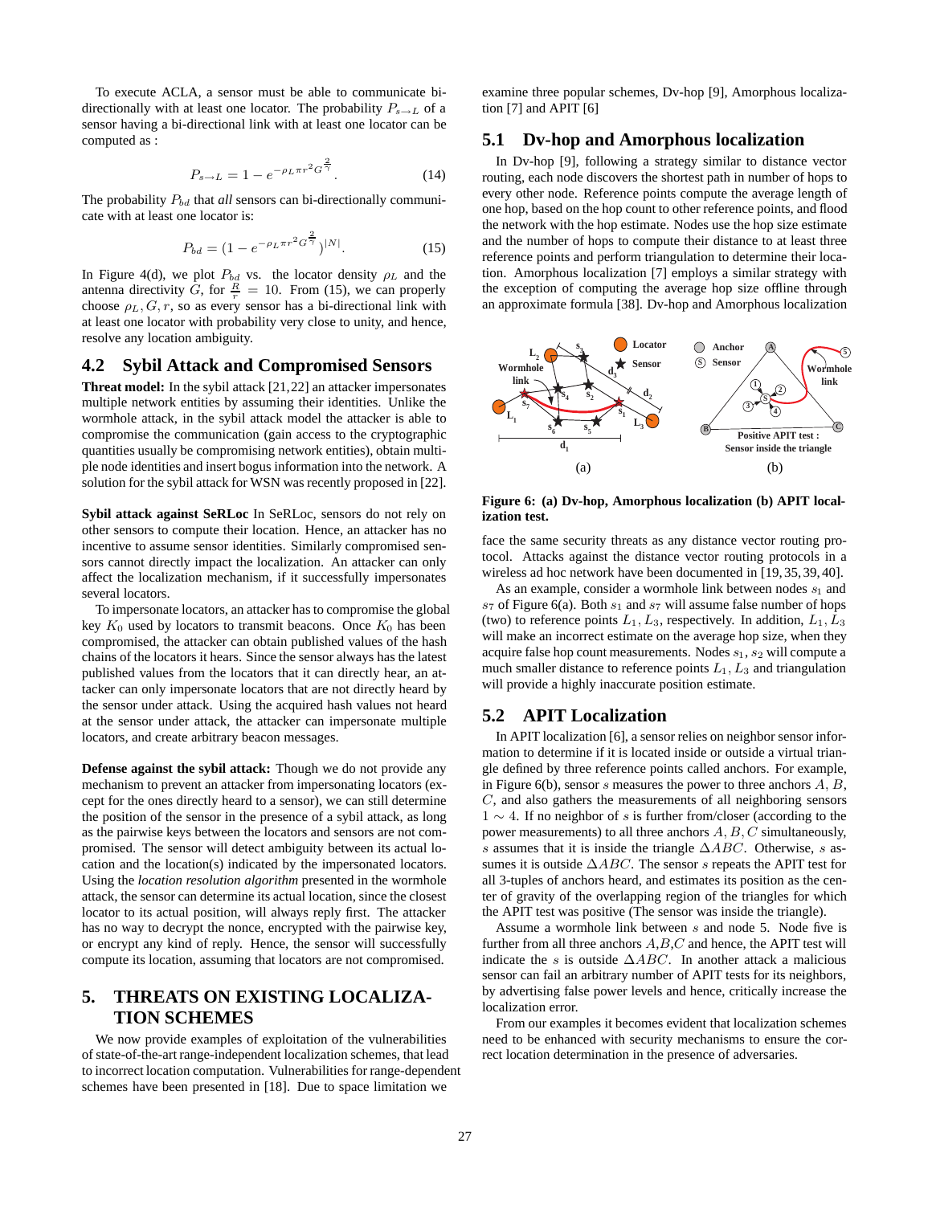To execute ACLA, a sensor must be able to communicate bi-directionally with at least one locator. The probability $P_{s \to L}$ of a sensor having a bi-directional link with at least one locator can be computed as :

$$P_{s \to L} = 1 - e^{-\rho_L \pi r^2 G^{\frac{2}{\gamma}}}. \quad (14)$$

The probability $P_{bd}$ that *all* sensors can bi-directionally communicate with at least one locator is:

$$P_{bd} = (1 - e^{-\rho_L \pi r^2 G^{\frac{2}{\gamma}}})^{|N|}. \quad (15)$$

In Figure 4(d), we plot $P_{bd}$ vs. the locator density $\rho_L$ and the antenna directivity $G$, for $\frac{R}{r} = 10$. From (15), we can properly choose $\rho_L, G, r$, so as every sensor has a bi-directional link with at least one locator with probability very close to unity, and hence, resolve any location ambiguity.

## 4.2 Sybil Attack and Compromised Sensors

**Threat model:** In the sybil attack [21,22] an attacker impersonates multiple network entities by assuming their identities. Unlike the wormhole attack, in the sybil attack model the attacker is able to compromise the communication (gain access to the cryptographic quantities usually be compromising network entities), obtain multiple node identities and insert bogus information into the network. A solution for the sybil attack for WSN was recently proposed in [22].

**Sybil attack against SeRLoc** In SeRLoc, sensors do not rely on other sensors to compute their location. Hence, an attacker has no incentive to assume sensor identities. Similarly compromised sensors cannot directly impact the localization. An attacker can only affect the localization mechanism, if it successfully impersonates several locators.

To impersonate locators, an attacker has to compromise the global key $K_0$ used by locators to transmit beacons. Once $K_0$ has been compromised, the attacker can obtain published values of the hash chains of the locators it hears. Since the sensor always has the latest published values from the locators that it can directly hear, an attacker can only impersonate locators that are not directly heard by the sensor under attack. Using the acquired hash values not heard at the sensor under attack, the attacker can impersonate multiple locators, and create arbitrary beacon messages.

**Defense against the sybil attack:** Though we do not provide any mechanism to prevent an attacker from impersonating locators (except for the ones directly heard to a sensor), we can still determine the position of the sensor in the presence of a sybil attack, as long as the pairwise keys between the locators and sensors are not compromised. The sensor will detect ambiguity between its actual location and the location(s) indicated by the impersonated locators. Using the *location resolution algorithm* presented in the wormhole attack, the sensor can determine its actual location, since the closest locator to its actual position, will always reply first. The attacker has no way to decrypt the nonce, encrypted with the pairwise key, or encrypt any kind of reply. Hence, the sensor will successfully compute its location, assuming that locators are not compromised.

# 5. THREATS ON EXISTING LOCALIZATION SCHEMES

We now provide examples of exploitation of the vulnerabilities of state-of-the-art range-independent localization schemes, that lead to incorrect location computation. Vulnerabilities for range-dependent schemes have been presented in [18]. Due to space limitation we examine three popular schemes, Dv-hop [9], Amorphous localization [7] and APIT [6]

## 5.1 Dv-hop and Amorphous localization

In Dv-hop [9], following a strategy similar to distance vector routing, each node discovers the shortest path in number of hops to every other node. Reference points compute the average length of one hop, based on the hop count to other reference points, and flood the network with the hop estimate. Nodes use the hop size estimate and the number of hops to compute their distance to at least three reference points and perform triangulation to determine their location. Amorphous localization [7] employs a similar strategy with the exception of computing the average hop size offline through an approximate formula [38]. Dv-hop and Amorphous localization face the same security threats as any distance vector routing protocol. Attacks against the distance vector routing protocols in a wireless ad hoc network have been documented in [19,35,39,40].

**Figure 6: (a) Dv-hop, Amorphous localization (b) APIT localization test.**

As an example, consider a wormhole link between nodes $s_1$ and $s_7$ of Figure 6(a). Both $s_1$ and $s_7$ will assume false number of hops (two) to reference points $L_1, L_3$, respectively. In addition, $L_1, L_3$ will make an incorrect estimate on the average hop size, when they acquire false hop count measurements. Nodes $s_1, s_2$ will compute a much smaller distance to reference points $L_1, L_3$ and triangulation will provide a highly inaccurate position estimate.

## 5.2 APIT Localization

In APIT localization [6], a sensor relies on neighbor sensor information to determine if it is located inside or outside a virtual triangle defined by three reference points called anchors. For example, in Figure 6(b), sensor $s$ measures the power to three anchors $A$, $B$, $C$, and also gathers the measurements of all neighboring sensors $1 \sim 4$. If no neighbor of $s$ is further from/closer (according to the power measurements) to all three anchors $A, B, C$ simultaneously, $s$ assumes that it is inside the triangle $\Delta ABC$. Otherwise, $s$ assumes it is outside $\Delta ABC$. The sensor $s$ repeats the APIT test for all 3-tuples of anchors heard, and estimates its position as the center of gravity of the overlapping region of the triangles for which the APIT test was positive (The sensor was inside the triangle).

Assume a wormhole link between $s$ and node 5. Node five is further from all three anchors $A$,$B$,$C$ and hence, the APIT test will indicate the $s$ is outside $\Delta ABC$. In another attack a malicious sensor can fail an arbitrary number of APIT tests for its neighbors, by advertising false power levels and hence, critically increase the localization error.

From our examples it becomes evident that localization schemes need to be enhanced with security mechanisms to ensure the correct location determination in the presence of adversaries.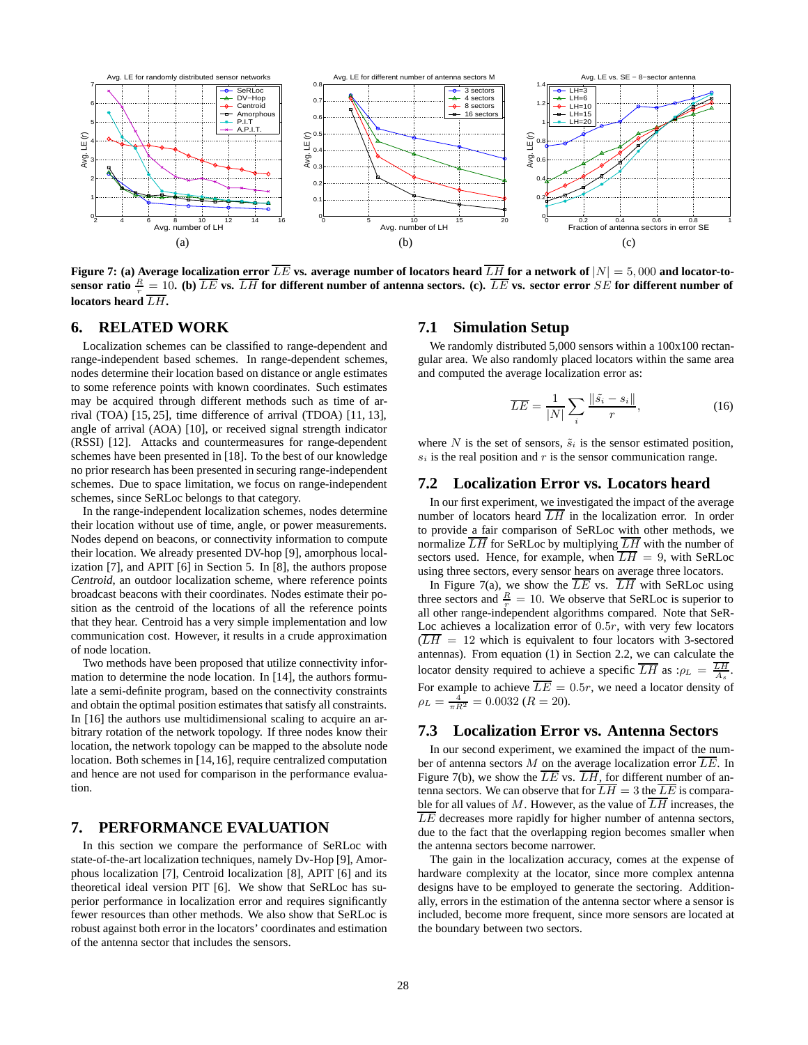**Figure 7: (a) Average localization error $\overline{LE}$ vs. average number of locators heard $\overline{LH}$ for a network of $|N| = 5,000$ and locator-to-sensor ratio $\frac{R}{r} = 10$. (b) $\overline{LE}$ vs. $\overline{LH}$ for different number of antenna sectors. (c). $\overline{LE}$ vs. sector error $SE$ for different number of locators heard $\overline{LH}$.**

## 6. RELATED WORK

Localization schemes can be classified to range-dependent and range-independent based schemes. In range-dependent schemes, nodes determine their location based on distance or angle estimates to some reference points with known coordinates. Such estimates may be acquired through different methods such as time of arrival (TOA) [15, 25], time difference of arrival (TDOA) [11, 13], angle of arrival (AOA) [10], or received signal strength indicator (RSSI) [12]. Attacks and countermeasures for range-dependent schemes have been presented in [18]. To the best of our knowledge no prior research has been presented in securing range-independent schemes. Due to space limitation, we focus on range-independent schemes, since SeRLoc belongs to that category.

In the range-independent localization schemes, nodes determine their location without use of time, angle, or power measurements. Nodes depend on beacons, or connectivity information to compute their location. We already presented DV-hop [9], amorphous localization [7], and APIT [6] in Section 5. In [8], the authors propose *Centroid*, an outdoor localization scheme, where reference points broadcast beacons with their coordinates. Nodes estimate their position as the centroid of the locations of all the reference points that they hear. Centroid has a very simple implementation and low communication cost. However, it results in a crude approximation of node location.

Two methods have been proposed that utilize connectivity information to determine the node location. In [14], the authors formulate a semi-definite program, based on the connectivity constraints and obtain the optimal position estimates that satisfy all constraints. In [16] the authors use multidimensional scaling to acquire an arbitrary rotation of the network topology. If three nodes know their location, the network topology can be mapped to the absolute node location. Both schemes in [14,16], require centralized computation and hence are not used for comparison in the performance evaluation.

## 7. PERFORMANCE EVALUATION

In this section we compare the performance of SeRLoc with state-of-the-art localization techniques, namely Dv-Hop [9], Amorphous localization [7], Centroid localization [8], APIT [6] and its theoretical ideal version PIT [6]. We show that SeRLoc has superior performance in localization error and requires significantly fewer resources than other methods. We also show that SeRLoc is robust against both error in the locators' coordinates and estimation of the antenna sector that includes the sensors.

### 7.1 Simulation Setup

We randomly distributed 5,000 sensors within a 100x100 rectangular area. We also randomly placed locators within the same area and computed the average localization error as:

$$\overline{LE} = \frac{1}{|N|}\sum_i \frac{\|\tilde{s}_i - s_i\|}{r}, \qquad (16)$$

where $N$ is the set of sensors, $\tilde{s}_i$ is the sensor estimated position, $s_i$ is the real position and $r$ is the sensor communication range.

### 7.2 Localization Error vs. Locators heard

In our first experiment, we investigated the impact of the average number of locators heard $\overline{LH}$ in the localization error. In order to provide a fair comparison of SeRLoc with other methods, we normalize $\overline{LH}$ for SeRLoc by multiplying $\overline{LH}$ with the number of sectors used. Hence, for example, when $\overline{LH} = 9$, with SeRLoc using three sectors, every sensor hears on average three locators.

In Figure 7(a), we show the $\overline{LE}$ vs. $\overline{LH}$ with SeRLoc using three sectors and $\frac{R}{r} = 10$. We observe that SeRLoc is superior to all other range-independent algorithms compared. Note that SeRLoc achieves a localization error of $0.5r$, with very few locators ($\overline{LH} = 12$ which is equivalent to four locators with 3-sectored antennas). From equation (1) in Section 2.2, we can calculate the locator density required to achieve a specific $\overline{LH}$ as :$\rho_L = \frac{\overline{LH}}{A_s}$. For example to achieve $\overline{LE} = 0.5r$, we need a locator density of $\rho_L = \frac{4}{\pi R^2} = 0.0032$ ($R = 20$).

### 7.3 Localization Error vs. Antenna Sectors

In our second experiment, we examined the impact of the number of antenna sectors $M$ on the average localization error $\overline{LE}$. In Figure 7(b), we show the $\overline{LE}$ vs. $\overline{LH}$, for different number of antenna sectors. We can observe that for $\overline{LH} = 3$ the $\overline{LE}$ is comparable for all values of $M$. However, as the value of $\overline{LH}$ increases, the $\overline{LE}$ decreases more rapidly for higher number of antenna sectors, due to the fact that the overlapping region becomes smaller when the antenna sectors become narrower.

The gain in the localization accuracy, comes at the expense of hardware complexity at the locator, since more complex antenna designs have to be employed to generate the sectoring. Additionally, errors in the estimation of the antenna sector where a sensor is included, become more frequent, since more sensors are located at the boundary between two sectors.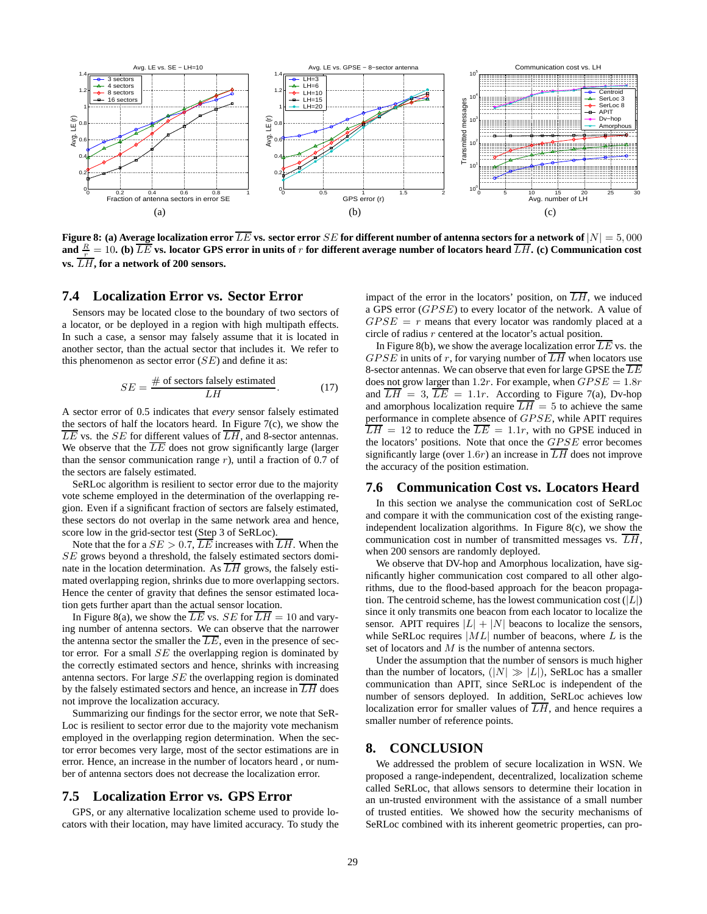**Figure 8: (a) Average localization error $\overline{LE}$ vs. sector error $SE$ for different number of antenna sectors for a network of $|N| = 5,000$ and $\frac{R}{r} = 10$. (b) $\overline{LE}$ vs. locator GPS error in units of $r$ for different average number of locators heard $\overline{LH}$. (c) Communication cost vs. $\overline{LH}$, for a network of 200 sensors.**

## 7.4 Localization Error vs. Sector Error

Sensors may be located close to the boundary of two sectors of a locator, or be deployed in a region with high multipath effects. In such a case, a sensor may falsely assume that it is located in another sector, than the actual sector that includes it. We refer to this phenomenon as sector error ($SE$) and define it as:

$$SE = \frac{\#\text{ of sectors falsely estimated}}{LH}. \tag{17}$$

A sector error of 0.5 indicates that *every* sensor falsely estimated the sectors of half the locators heard. In Figure 7(c), we show the $\overline{LE}$ vs. the $SE$ for different values of $\overline{LH}$, and 8-sector antennas. We observe that the $\overline{LE}$ does not grow significantly large (larger than the sensor communication range $r$), until a fraction of 0.7 of the sectors are falsely estimated.

SeRLoc algorithm is resilient to sector error due to the majority vote scheme employed in the determination of the overlapping region. Even if a significant fraction of sectors are falsely estimated, these sectors do not overlap in the same network area and hence, score low in the grid-sector test (Step 3 of SeRLoc).

Note that the for a $SE > 0.7$, $\overline{LE}$ increases with $\overline{LH}$. When the $SE$ grows beyond a threshold, the falsely estimated sectors dominate in the location determination. As $\overline{LH}$ grows, the falsely estimated overlapping region, shrinks due to more overlapping sectors. Hence the center of gravity that defines the sensor estimated location gets further apart than the actual sensor location.

In Figure 8(a), we show the $\overline{LE}$ vs. $SE$ for $\overline{LH} = 10$ and varying number of antenna sectors. We can observe that the narrower the antenna sector the smaller the $\overline{LE}$, even in the presence of sector error. For a small $SE$ the overlapping region is dominated by the correctly estimated sectors and hence, shrinks with increasing antenna sectors. For large $SE$ the overlapping region is dominated by the falsely estimated sectors and hence, an increase in $\overline{LH}$ does not improve the localization accuracy.

Summarizing our findings for the sector error, we note that SeRLoc is resilient to sector error due to the majority vote mechanism employed in the overlapping region determination. When the sector error becomes very large, most of the sector estimations are in error. Hence, an increase in the number of locators heard , or number of antenna sectors does not decrease the localization error.

## 7.5 Localization Error vs. GPS Error

GPS, or any alternative localization scheme used to provide locators with their location, may have limited accuracy. To study the impact of the error in the locators' position, on $\overline{LH}$, we induced a GPS error ($GPSE$) to every locator of the network. A value of $GPSE = r$ means that every locator was randomly placed at a circle of radius $r$ centered at the locator's actual position.

In Figure 8(b), we show the average localization error $\overline{LE}$ vs. the $GPSE$ in units of $r$, for varying number of $\overline{LH}$ when locators use 8-sector antennas. We can observe that even for large GPSE the $\overline{LE}$ does not grow larger than $1.2r$. For example, when $GPSE = 1.8r$ and $\overline{LH} = 3$, $\overline{LE} = 1.1r$. According to Figure 7(a), Dv-hop and amorphous localization require $\overline{LH} = 5$ to achieve the same performance in complete absence of $GPSE$, while APIT requires $\overline{LH} = 12$ to reduce the $\overline{LE} = 1.1r$, with no GPSE induced in the locators' positions. Note that once the $GPSE$ error becomes significantly large (over $1.6r$) an increase in $\overline{LH}$ does not improve the accuracy of the position estimation.

## 7.6 Communication Cost vs. Locators Heard

In this section we analyse the communication cost of SeRLoc and compare it with the communication cost of the existing range-independent localization algorithms. In Figure 8(c), we show the communication cost in number of transmitted messages vs. $\overline{LH}$, when 200 sensors are randomly deployed.

We observe that DV-hop and Amorphous localization, have significantly higher communication cost compared to all other algorithms, due to the flood-based approach for the beacon propagation. The centroid scheme, has the lowest communication cost ($|L|$) since it only transmits one beacon from each locator to localize the sensor. APIT requires $|L| + |N|$ beacons to localize the sensors, while SeRLoc requires $|ML|$ number of beacons, where $L$ is the set of locators and $M$ is the number of antenna sectors.

Under the assumption that the number of sensors is much higher than the number of locators, ($|N| \gg |L|$), SeRLoc has a smaller communication than APIT, since SeRLoc is independent of the number of sensors deployed. In addition, SeRLoc achieves low localization error for smaller values of $\overline{LH}$, and hence requires a smaller number of reference points.

# 8. CONCLUSION

We addressed the problem of secure localization in WSN. We proposed a range-independent, decentralized, localization scheme called SeRLoc, that allows sensors to determine their location in an un-trusted environment with the assistance of a small number of trusted entities. We showed how the security mechanisms of SeRLoc combined with its inherent geometric properties, can pro-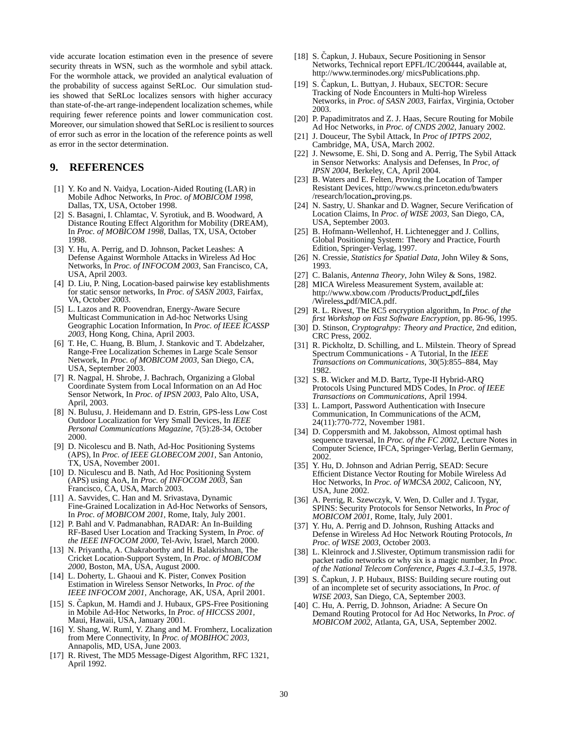vide accurate location estimation even in the presence of severe security threats in WSN, such as the wormhole and sybil attack. For the wormhole attack, we provided an analytical evaluation of the probability of success against SeRLoc. Our simulation studies showed that SeRLoc localizes sensors with higher accuracy than state-of-the-art range-independent localization schemes, while requiring fewer reference points and lower communication cost. Moreover, our simulation showed that SeRLoc is resilient to sources of error such as error in the location of the reference points as well as error in the sector determination.

## 9. REFERENCES

[1] Y. Ko and N. Vaidya, Location-Aided Routing (LAR) in Mobile Adhoc Networks, In *Proc. of MOBICOM 1998,* Dallas, TX, USA, October 1998.

[2] S. Basagni, I. Chlamtac, V. Syrotiuk, and B. Woodward, A Distance Routing Effect Algorithm for Mobility (DREAM), In *Proc. of MOBICOM 1998,* Dallas, TX, USA, October 1998.

[3] Y. Hu, A. Perrig, and D. Johnson, Packet Leashes: A Defense Against Wormhole Attacks in Wireless Ad Hoc Networks, In *Proc. of INFOCOM 2003,* San Francisco, CA, USA, April 2003.

[4] D. Liu, P. Ning, Location-based pairwise key establishments for static sensor networks, In *Proc. of SASN 2003,* Fairfax, VA, October 2003.

[5] L. Lazos and R. Poovendran, Energy-Aware Secure Multicast Communication in Ad-hoc Networks Using Geographic Location Information, In *Proc. of IEEE ICASSP 2003,* Hong Kong, China, April 2003.

[6] T. He, C. Huang, B. Blum, J. Stankovic and T. Abdelzaher, Range-Free Localization Schemes in Large Scale Sensor Network, In *Proc. of MOBICOM 2003,* San Diego, CA, USA, September 2003.

[7] R. Nagpal, H. Shrobe, J. Bachrach, Organizing a Global Coordinate System from Local Information on an Ad Hoc Sensor Network, In *Proc. of IPSN 2003,* Palo Alto, USA, April, 2003.

[8] N. Bulusu, J. Heidemann and D. Estrin, GPS-less Low Cost Outdoor Localization for Very Small Devices, In *IEEE Personal Communications Magazine,* 7(5):28-34, October 2000.

[9] D. Nicolescu and B. Nath, Ad-Hoc Positioning Systems (APS), In *Proc. of IEEE GLOBECOM 2001,* San Antonio, TX, USA, November 2001.

[10] D. Niculescu and B. Nath, Ad Hoc Positioning System (APS) using AoA, In *Proc. of INFOCOM 2003,* San Francisco, CA, USA, March 2003.

[11] A. Savvides, C. Han and M. Srivastava, Dynamic Fine-Grained Localization in Ad-Hoc Networks of Sensors, In *Proc. of MOBICOM 2001,* Rome, Italy, July 2001.

[12] P. Bahl and V. Padmanabhan, RADAR: An In-Building RF-Based User Location and Tracking System, In *Proc. of the IEEE INFOCOM 2000,* Tel-Aviv, Israel, March 2000.

[13] N. Priyantha, A. Chakraborthy and H. Balakrishnan, The Cricket Location-Support System, In *Proc. of MOBICOM 2000,* Boston, MA, USA, August 2000.

[14] L. Doherty, L. Ghaoui and K. Pister, Convex Position Estimation in Wireless Sensor Networks, In *Proc. of the IEEE INFOCOM 2001,* Anchorage, AK, USA, April 2001.

[15] S. Čapkun, M. Hamdi and J. Hubaux, GPS-Free Positioning in Mobile Ad-Hoc Networks, In *Proc. of HICCSS 2001,* Maui, Hawaii, USA, January 2001.

[16] Y. Shang, W. Ruml, Y. Zhang and M. Fromherz, Localization from Mere Connectivity, In *Proc. of MOBIHOC 2003,* Annapolis, MD, USA, June 2003.

[17] R. Rivest, The MD5 Message-Digest Algorithm, RFC 1321, April 1992.

[18] S. Čapkun, J. Hubaux, Secure Positioning in Sensor Networks, Technical report EPFL/IC/200444, available at, http://www.terminodes.org/ micsPublications.php.

[19] S. Čapkun, L. Buttyan, J. Hubaux, SECTOR: Secure Tracking of Node Encounters in Multi-hop Wireless Networks, in *Proc. of SASN 2003,* Fairfax, Virginia, October 2003.

[20] P. Papadimitratos and Z. J. Haas, Secure Routing for Mobile Ad Hoc Networks, in *Proc. of CNDS 2002,* January 2002.

[21] J. Douceur, The Sybil Attack, In *Proc of IPTPS 2002,* Cambridge, MA, USA, March 2002.

[22] J. Newsome, E. Shi, D. Song and A. Perrig, The Sybil Attack in Sensor Networks: Analysis and Defenses, In *Proc, of IPSN 2004,* Berkeley, CA, April 2004.

[23] B. Waters and E. Felten, Proving the Location of Tamper Resistant Devices, http://www.cs.princeton.edu/bwaters /research/location_proving.ps.

[24] N. Sastry, U. Shankar and D. Wagner, Secure Verification of Location Claims, In *Proc. of WISE 2003,* San Diego, CA, USA, September 2003.

[25] B. Hofmann-Wellenhof, H. Lichtenegger and J. Collins, Global Positioning System: Theory and Practice, Fourth Edition, Springer-Verlag, 1997.

[26] N. Cressie, *Statistics for Spatial Data,* John Wiley & Sons, 1993.

[27] C. Balanis, *Antenna Theory,* John Wiley & Sons, 1982.

[28] MICA Wireless Measurement System, available at: http://www.xbow.com /Products/Product_pdf_files /Wireless_pdf/MICA.pdf.

[29] R. L. Rivest, The RC5 encryption algorithm, In *Proc. of the first Workshop on Fast Software Encryption,* pp. 86-96, 1995.

[30] D. Stinson, *Cryptograhpy: Theory and Practice,* 2nd edition, CRC Press, 2002.

[31] R. Pickholtz, D. Schilling, and L. Milstein. Theory of Spread Spectrum Communications - A Tutorial, In the *IEEE Transactions on Communications,* 30(5):855–884, May 1982.

[32] S. B. Wicker and M.D. Bartz, Type-II Hybrid-ARQ Protocols Using Punctured MDS Codes, In *Proc. of IEEE Transactions on Communications,* April 1994.

[33] L. Lamport, Password Authentication with Insecure Communication, In Communications of the ACM, 24(11):770-772, November 1981.

[34] D. Coppersmith and M. Jakobsson, Almost optimal hash sequence traversal, In *Proc. of the FC 2002,* Lecture Notes in Computer Science, IFCA, Springer-Verlag, Berlin Germany, 2002.

[35] Y. Hu, D. Johnson and Adrian Perrig, SEAD: Secure Efficient Distance Vector Routing for Mobile Wireless Ad Hoc Networks, In *Proc. of WMCSA 2002,* Calicoon, NY, USA, June 2002.

[36] A. Perrig, R. Szewczyk, V. Wen, D. Culler and J. Tygar, SPINS: Security Protocols for Sensor Networks, In *Proc of MOBICOM 2001,* Rome, Italy, July 2001.

[37] Y. Hu, A. Perrig and D. Johnson, Rushing Attacks and Defense in Wireless Ad Hoc Network Routing Protocols, *In Proc. of WISE 2003,* October 2003.

[38] L. Kleinrock and J.Slivester, Optimum transmission radii for packet radio networks or why six is a magic number, In *Proc. of the National Telecom Conference, Pages 4.3.1-4.3.5,* 1978.

[39] S. Čapkun, J. P. Hubaux, BISS: Building secure routing out of an incomplete set of security associations, In *Proc. of WISE 2003,* San Diego, CA, September 2003.

[40] C. Hu, A. Perrig, D. Johnson, Ariadne: A Secure On Demand Routing Protocol for Ad Hoc Networks, In *Proc. of MOBICOM 2002,* Atlanta, GA, USA, September 2002.